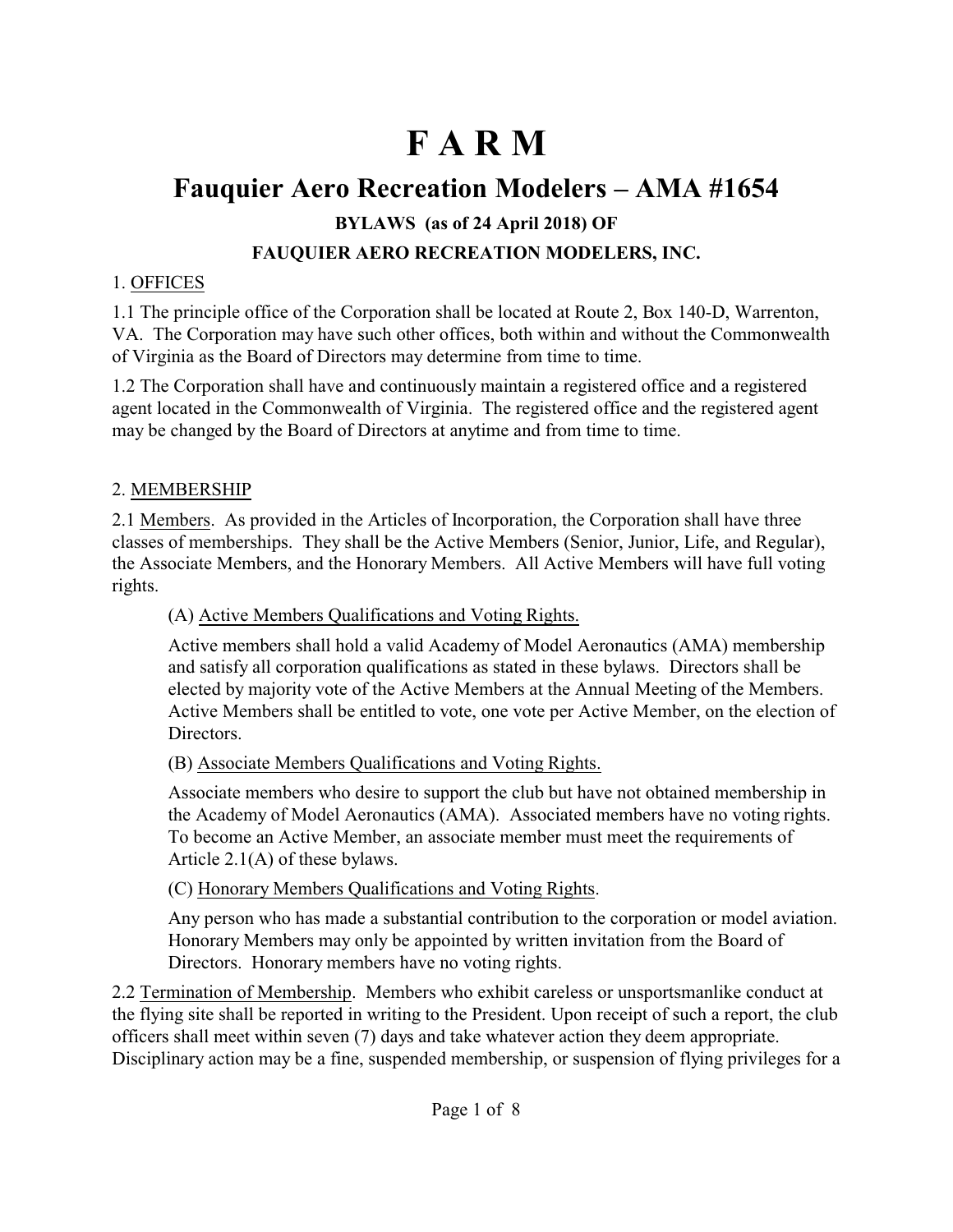# F A R M

## Fauquier Aero Recreation Modelers – AMA #1654

### BYLAWS (as of 24 April 2018) OF

### FAUQUIER AERO RECREATION MODELERS, INC.

1. OFFICES

1.1 The principle office of the Corporation shall be located at Route 2, Box 140-D, Warrenton, VA. The Corporation may have such other offices, both within and without the Commonwealth of Virginia as the Board of Directors may determine from time to time.

1.2 The Corporation shall have and continuously maintain a registered office and a registered agent located in the Commonwealth of Virginia. The registered office and the registered agent may be changed by the Board of Directors at anytime and from time to time.

2. MEMBERSHIP

2.1 Members. As provided in the Articles of Incorporation, the Corporation shall have three classes of memberships. They shall be the Active Members (Senior, Junior, Life, and Regular), the Associate Members, and the Honorary Members. All Active Members will have full voting rights.

(A) Active Members Qualifications and Voting Rights.

Active members shall hold a valid Academy of Model Aeronautics (AMA) membership and satisfy all corporation qualifications as stated in these bylaws. Directors shall be elected by majority vote of the Active Members at the Annual Meeting of the Members. Active Members shall be entitled to vote, one vote per Active Member, on the election of Directors.

(B) Associate Members Qualifications and Voting Rights.

Associate members who desire to support the club but have not obtained membership in the Academy of Model Aeronautics (AMA). Associated members have no voting rights. To become an Active Member, an associate member must meet the requirements of Article 2.1(A) of these bylaws.

(C) Honorary Members Qualifications and Voting Rights.

Any person who has made a substantial contribution to the corporation or model aviation. Honorary Members may only be appointed by written invitation from the Board of Directors. Honorary members have no voting rights.

2.2 Termination of Membership. Members who exhibit careless or unsportsmanlike conduct at the flying site shall be reported in writing to the President. Upon receipt of such a report, the club officers shall meet within seven (7) days and take whatever action they deem appropriate. Disciplinary action may be a fine, suspended membership, or suspension of flying privileges for a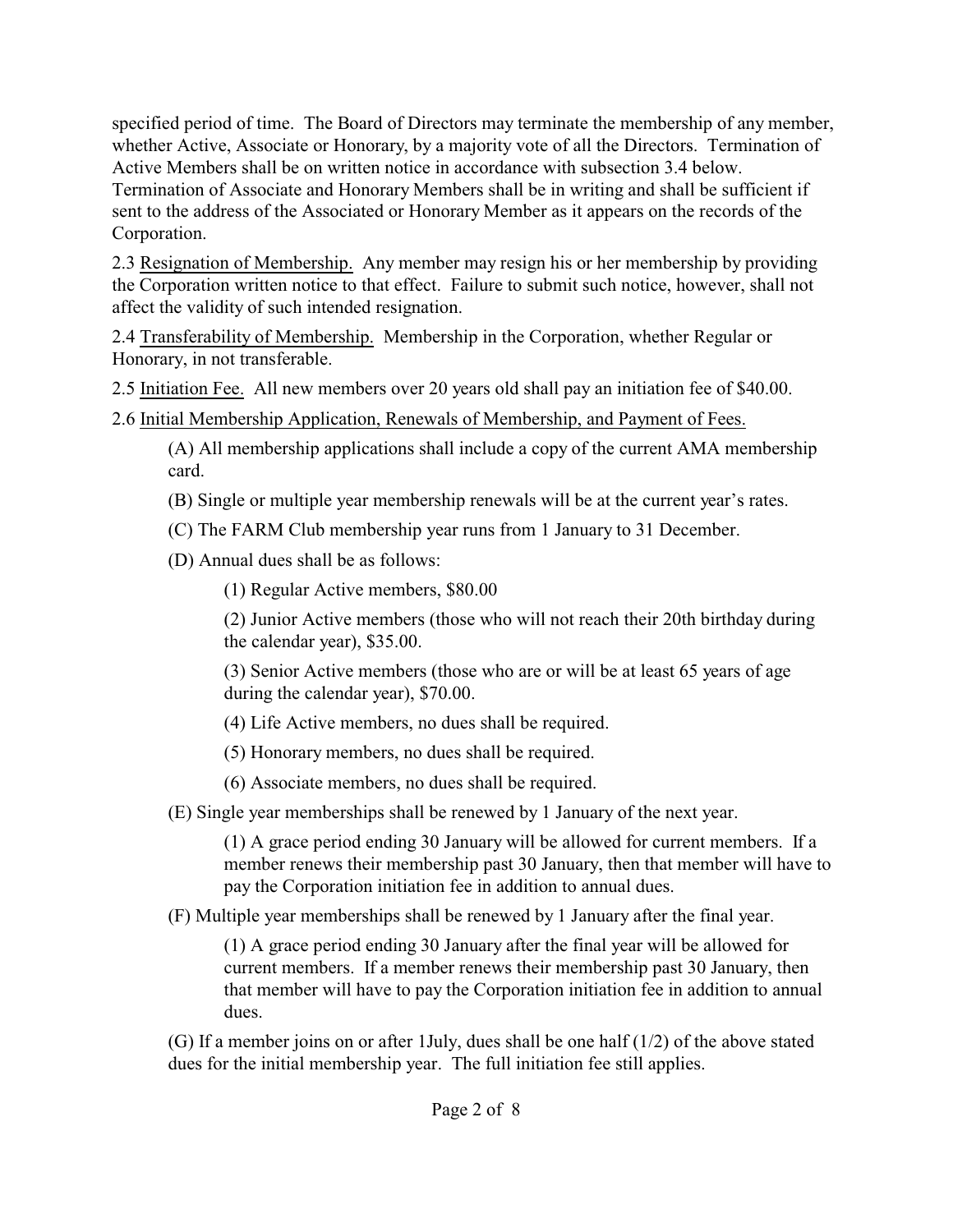specified period of time. The Board of Directors may terminate the membership of any member, whether Active, Associate or Honorary, by a majority vote of all the Directors. Termination of Active Members shall be on written notice in accordance with subsection 3.4 below. Termination of Associate and Honorary Members shall be in writing and shall be sufficient if sent to the address of the Associated or Honorary Member as it appears on the records of the Corporation.

2.3 <u>Resignation of Membership.</u> Any member may resign his or her membership by providing the Corporation written notice to that effect. Failure to submit such notice, however, shall not affect the validity of such intended resignation.

2.4 <u>Transferability of Membership.</u> Membership in the Corporation, whether Regular or Honorary, in not transferable.

2.5 <u>Initiation Fee.</u> All new members over 20 years old shall pay an initiation fee of $40.00.

2.6 <u>Initial Membership Application, Renewals of Membership, and Payment of Fees.</u>

(A) All membership applications shall include a copy of the current AMA membership card.

(B) Single or multiple year membership renewals will be at the current year's rates.

(C) The FARM Club membership year runs from 1 January to 31 December.

(D) Annual dues shall be as follows:

(1) Regular Active members, $80.00

(2) Junior Active members (those who will not reach their 20th birthday during the calendar year), $35.00.

(3) Senior Active members (those who are or will be at least 65 years of age during the calendar year), $70.00.

(4) Life Active members, no dues shall be required.

(5) Honorary members, no dues shall be required.

(6) Associate members, no dues shall be required.

(E) Single year memberships shall be renewed by 1 January of the next year.

(1) A grace period ending 30 January will be allowed for current members. If a member renews their membership past 30 January, then that member will have to pay the Corporation initiation fee in addition to annual dues.

(F) Multiple year memberships shall be renewed by 1 January after the final year.

(1) A grace period ending 30 January after the final year will be allowed for current members. If a member renews their membership past 30 January, then that member will have to pay the Corporation initiation fee in addition to annual dues.

(G) If a member joins on or after 1July, dues shall be one half (1/2) of the above stated dues for the initial membership year. The full initiation fee still applies.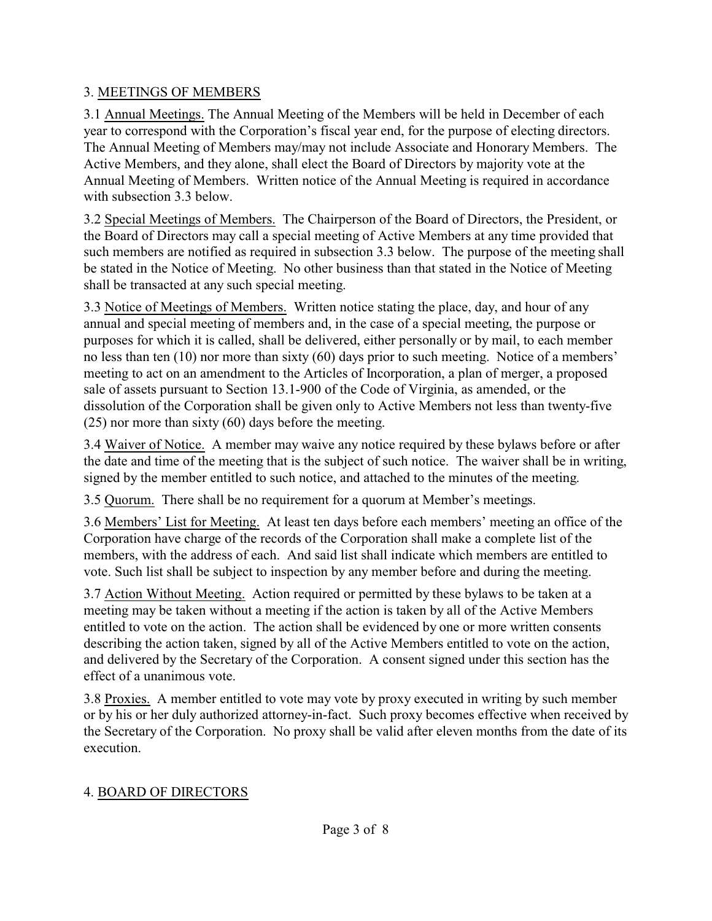## 3. MEETINGS OF MEMBERS

3.1 Annual Meetings. The Annual Meeting of the Members will be held in December of each year to correspond with the Corporation's fiscal year end, for the purpose of electing directors. The Annual Meeting of Members may/may not include Associate and Honorary Members. The Active Members, and they alone, shall elect the Board of Directors by majority vote at the Annual Meeting of Members. Written notice of the Annual Meeting is required in accordance with subsection 3.3 below.

3.2 Special Meetings of Members. The Chairperson of the Board of Directors, the President, or the Board of Directors may call a special meeting of Active Members at any time provided that such members are notified as required in subsection 3.3 below. The purpose of the meeting shall be stated in the Notice of Meeting. No other business than that stated in the Notice of Meeting shall be transacted at any such special meeting.

3.3 Notice of Meetings of Members. Written notice stating the place, day, and hour of any annual and special meeting of members and, in the case of a special meeting, the purpose or purposes for which it is called, shall be delivered, either personally or by mail, to each member no less than ten (10) nor more than sixty (60) days prior to such meeting. Notice of a members' meeting to act on an amendment to the Articles of Incorporation, a plan of merger, a proposed sale of assets pursuant to Section 13.1-900 of the Code of Virginia, as amended, or the dissolution of the Corporation shall be given only to Active Members not less than twenty-five (25) nor more than sixty (60) days before the meeting.

3.4 Waiver of Notice. A member may waive any notice required by these bylaws before or after the date and time of the meeting that is the subject of such notice. The waiver shall be in writing, signed by the member entitled to such notice, and attached to the minutes of the meeting.

3.5 Quorum. There shall be no requirement for a quorum at Member's meetings.

3.6 Members' List for Meeting. At least ten days before each members' meeting an office of the Corporation have charge of the records of the Corporation shall make a complete list of the members, with the address of each. And said list shall indicate which members are entitled to vote. Such list shall be subject to inspection by any member before and during the meeting.

3.7 Action Without Meeting. Action required or permitted by these bylaws to be taken at a meeting may be taken without a meeting if the action is taken by all of the Active Members entitled to vote on the action. The action shall be evidenced by one or more written consents describing the action taken, signed by all of the Active Members entitled to vote on the action, and delivered by the Secretary of the Corporation. A consent signed under this section has the effect of a unanimous vote.

3.8 Proxies. A member entitled to vote may vote by proxy executed in writing by such member or by his or her duly authorized attorney-in-fact. Such proxy becomes effective when received by the Secretary of the Corporation. No proxy shall be valid after eleven months from the date of its execution.

## 4. BOARD OF DIRECTORS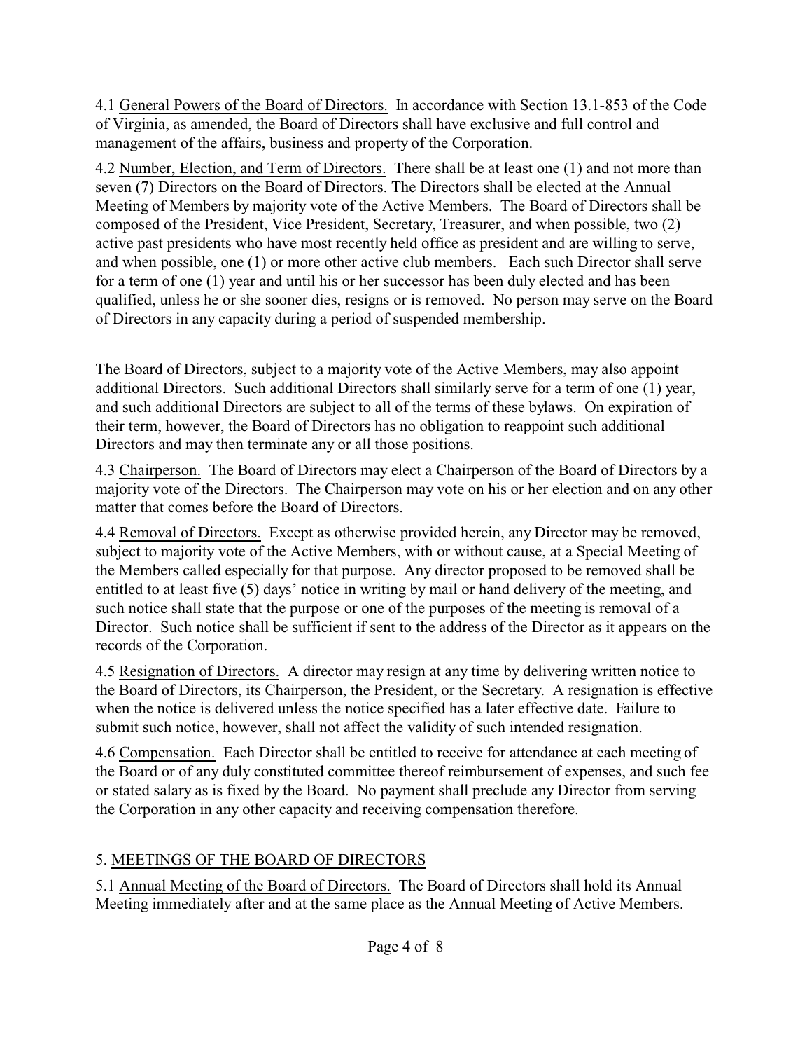4.1 General Powers of the Board of Directors. In accordance with Section 13.1-853 of the Code of Virginia, as amended, the Board of Directors shall have exclusive and full control and management of the affairs, business and property of the Corporation.

4.2 Number, Election, and Term of Directors. There shall be at least one (1) and not more than seven (7) Directors on the Board of Directors. The Directors shall be elected at the Annual Meeting of Members by majority vote of the Active Members. The Board of Directors shall be composed of the President, Vice President, Secretary, Treasurer, and when possible, two (2) active past presidents who have most recently held office as president and are willing to serve, and when possible, one (1) or more other active club members. Each such Director shall serve for a term of one (1) year and until his or her successor has been duly elected and has been qualified, unless he or she sooner dies, resigns or is removed. No person may serve on the Board of Directors in any capacity during a period of suspended membership.

The Board of Directors, subject to a majority vote of the Active Members, may also appoint additional Directors. Such additional Directors shall similarly serve for a term of one (1) year, and such additional Directors are subject to all of the terms of these bylaws. On expiration of their term, however, the Board of Directors has no obligation to reappoint such additional Directors and may then terminate any or all those positions.

4.3 Chairperson. The Board of Directors may elect a Chairperson of the Board of Directors by a majority vote of the Directors. The Chairperson may vote on his or her election and on any other matter that comes before the Board of Directors.

4.4 Removal of Directors. Except as otherwise provided herein, any Director may be removed, subject to majority vote of the Active Members, with or without cause, at a Special Meeting of the Members called especially for that purpose. Any director proposed to be removed shall be entitled to at least five (5) days' notice in writing by mail or hand delivery of the meeting, and such notice shall state that the purpose or one of the purposes of the meeting is removal of a Director. Such notice shall be sufficient if sent to the address of the Director as it appears on the records of the Corporation.

4.5 Resignation of Directors. A director may resign at any time by delivering written notice to the Board of Directors, its Chairperson, the President, or the Secretary. A resignation is effective when the notice is delivered unless the notice specified has a later effective date. Failure to submit such notice, however, shall not affect the validity of such intended resignation.

4.6 Compensation. Each Director shall be entitled to receive for attendance at each meeting of the Board or of any duly constituted committee thereof reimbursement of expenses, and such fee or stated salary as is fixed by the Board. No payment shall preclude any Director from serving the Corporation in any other capacity and receiving compensation therefore.

## 5. MEETINGS OF THE BOARD OF DIRECTORS

5.1 Annual Meeting of the Board of Directors. The Board of Directors shall hold its Annual Meeting immediately after and at the same place as the Annual Meeting of Active Members.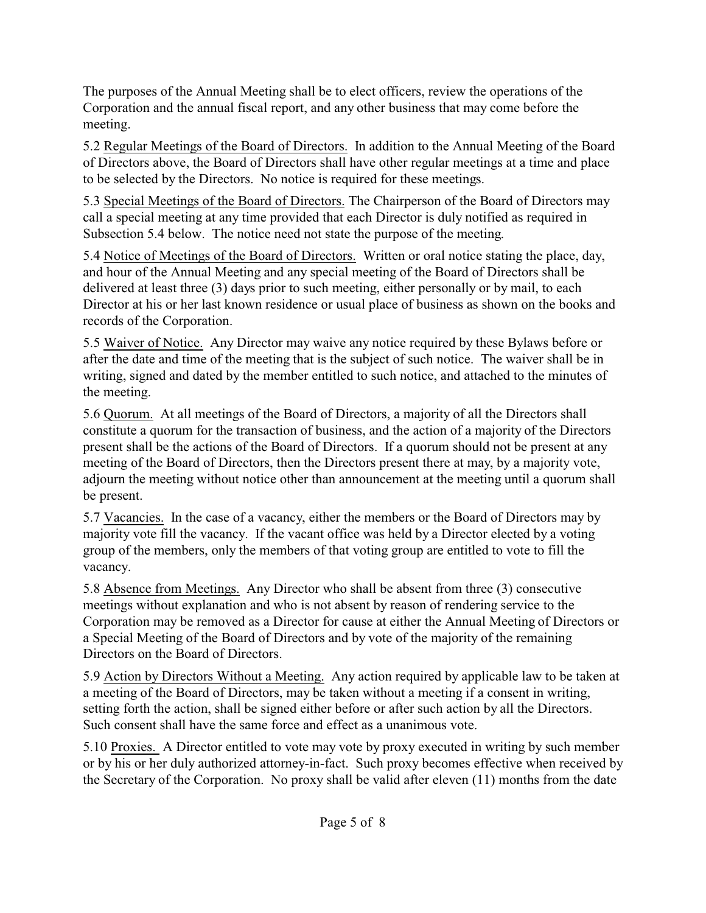The purposes of the Annual Meeting shall be to elect officers, review the operations of the Corporation and the annual fiscal report, and any other business that may come before the meeting.

5.2 <u>Regular Meetings of the Board of Directors.</u> In addition to the Annual Meeting of the Board of Directors above, the Board of Directors shall have other regular meetings at a time and place to be selected by the Directors. No notice is required for these meetings.

5.3 <u>Special Meetings of the Board of Directors.</u> The Chairperson of the Board of Directors may call a special meeting at any time provided that each Director is duly notified as required in Subsection 5.4 below. The notice need not state the purpose of the meeting.

5.4 <u>Notice of Meetings of the Board of Directors.</u> Written or oral notice stating the place, day, and hour of the Annual Meeting and any special meeting of the Board of Directors shall be delivered at least three (3) days prior to such meeting, either personally or by mail, to each Director at his or her last known residence or usual place of business as shown on the books and records of the Corporation.

5.5 <u>Waiver of Notice.</u> Any Director may waive any notice required by these Bylaws before or after the date and time of the meeting that is the subject of such notice. The waiver shall be in writing, signed and dated by the member entitled to such notice, and attached to the minutes of the meeting.

5.6 <u>Quorum.</u> At all meetings of the Board of Directors, a majority of all the Directors shall constitute a quorum for the transaction of business, and the action of a majority of the Directors present shall be the actions of the Board of Directors. If a quorum should not be present at any meeting of the Board of Directors, then the Directors present there at may, by a majority vote, adjourn the meeting without notice other than announcement at the meeting until a quorum shall be present.

5.7 <u>Vacancies.</u> In the case of a vacancy, either the members or the Board of Directors may by majority vote fill the vacancy. If the vacant office was held by a Director elected by a voting group of the members, only the members of that voting group are entitled to vote to fill the vacancy.

5.8 <u>Absence from Meetings.</u> Any Director who shall be absent from three (3) consecutive meetings without explanation and who is not absent by reason of rendering service to the Corporation may be removed as a Director for cause at either the Annual Meeting of Directors or a Special Meeting of the Board of Directors and by vote of the majority of the remaining Directors on the Board of Directors.

5.9 <u>Action by Directors Without a Meeting.</u> Any action required by applicable law to be taken at a meeting of the Board of Directors, may be taken without a meeting if a consent in writing, setting forth the action, shall be signed either before or after such action by all the Directors. Such consent shall have the same force and effect as a unanimous vote.

5.10 <u>Proxies.</u> A Director entitled to vote may vote by proxy executed in writing by such member or by his or her duly authorized attorney-in-fact. Such proxy becomes effective when received by the Secretary of the Corporation. No proxy shall be valid after eleven (11) months from the date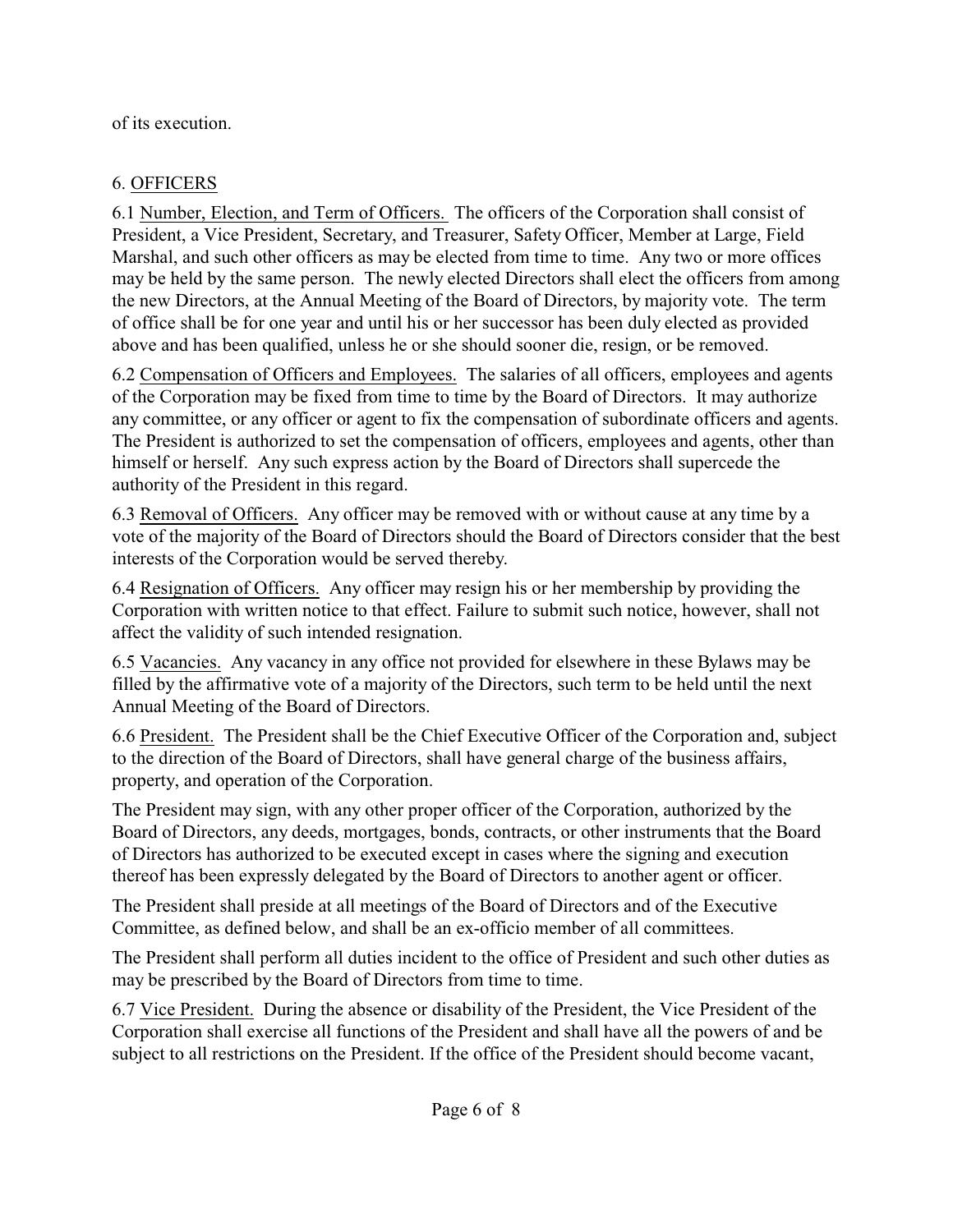of its execution.

## 6. OFFICERS

6.1 Number, Election, and Term of Officers. The officers of the Corporation shall consist of President, a Vice President, Secretary, and Treasurer, Safety Officer, Member at Large, Field Marshal, and such other officers as may be elected from time to time. Any two or more offices may be held by the same person. The newly elected Directors shall elect the officers from among the new Directors, at the Annual Meeting of the Board of Directors, by majority vote. The term of office shall be for one year and until his or her successor has been duly elected as provided above and has been qualified, unless he or she should sooner die, resign, or be removed.

6.2 Compensation of Officers and Employees. The salaries of all officers, employees and agents of the Corporation may be fixed from time to time by the Board of Directors. It may authorize any committee, or any officer or agent to fix the compensation of subordinate officers and agents. The President is authorized to set the compensation of officers, employees and agents, other than himself or herself. Any such express action by the Board of Directors shall supercede the authority of the President in this regard.

6.3 Removal of Officers. Any officer may be removed with or without cause at any time by a vote of the majority of the Board of Directors should the Board of Directors consider that the best interests of the Corporation would be served thereby.

6.4 Resignation of Officers. Any officer may resign his or her membership by providing the Corporation with written notice to that effect. Failure to submit such notice, however, shall not affect the validity of such intended resignation.

6.5 Vacancies. Any vacancy in any office not provided for elsewhere in these Bylaws may be filled by the affirmative vote of a majority of the Directors, such term to be held until the next Annual Meeting of the Board of Directors.

6.6 President. The President shall be the Chief Executive Officer of the Corporation and, subject to the direction of the Board of Directors, shall have general charge of the business affairs, property, and operation of the Corporation.

The President may sign, with any other proper officer of the Corporation, authorized by the Board of Directors, any deeds, mortgages, bonds, contracts, or other instruments that the Board of Directors has authorized to be executed except in cases where the signing and execution thereof has been expressly delegated by the Board of Directors to another agent or officer.

The President shall preside at all meetings of the Board of Directors and of the Executive Committee, as defined below, and shall be an ex-officio member of all committees.

The President shall perform all duties incident to the office of President and such other duties as may be prescribed by the Board of Directors from time to time.

6.7 Vice President. During the absence or disability of the President, the Vice President of the Corporation shall exercise all functions of the President and shall have all the powers of and be subject to all restrictions on the President. If the office of the President should become vacant,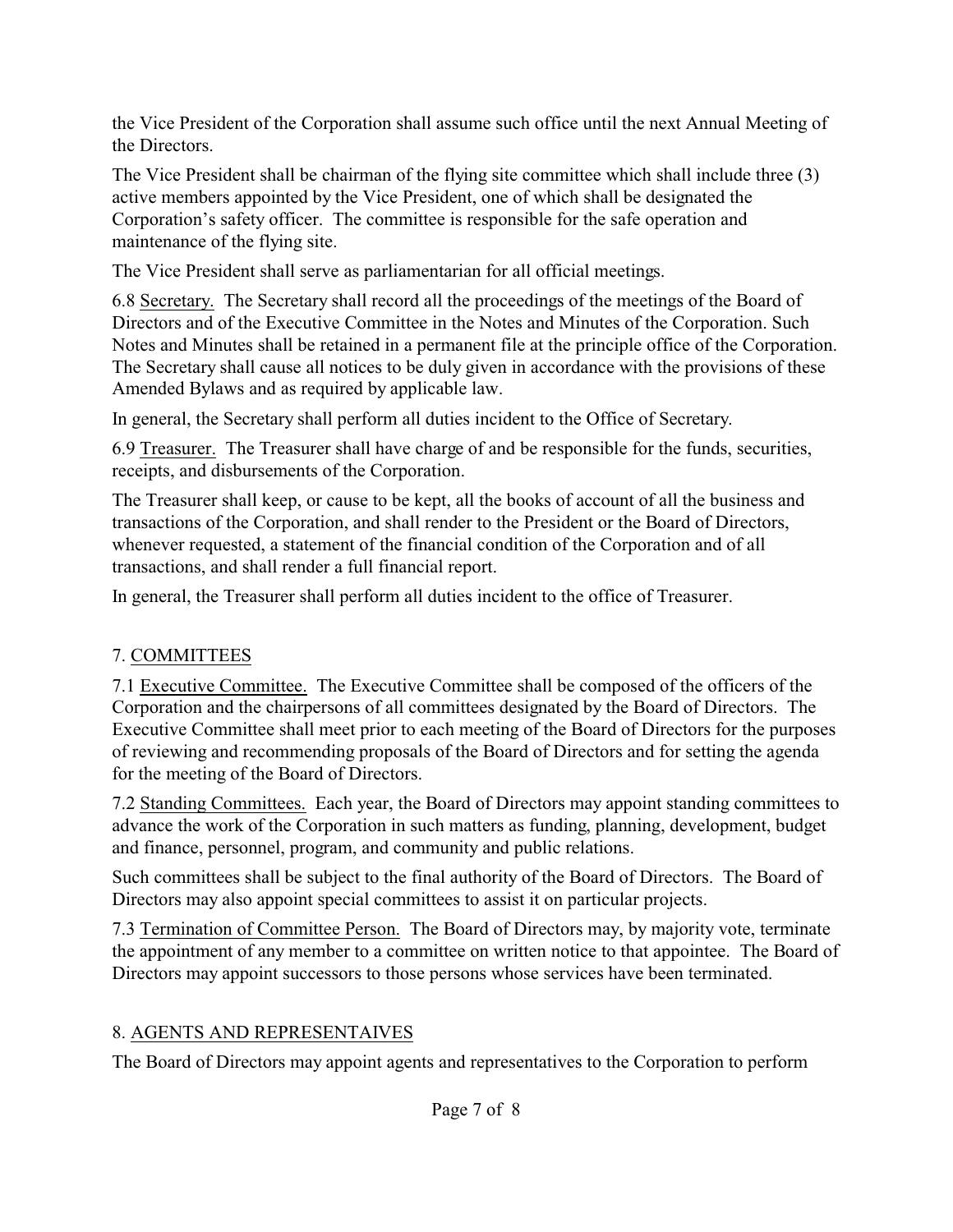the Vice President of the Corporation shall assume such office until the next Annual Meeting of the Directors.

The Vice President shall be chairman of the flying site committee which shall include three (3) active members appointed by the Vice President, one of which shall be designated the Corporation's safety officer. The committee is responsible for the safe operation and maintenance of the flying site.

The Vice President shall serve as parliamentarian for all official meetings.

6.8 Secretary. The Secretary shall record all the proceedings of the meetings of the Board of Directors and of the Executive Committee in the Notes and Minutes of the Corporation. Such Notes and Minutes shall be retained in a permanent file at the principle office of the Corporation. The Secretary shall cause all notices to be duly given in accordance with the provisions of these Amended Bylaws and as required by applicable law.

In general, the Secretary shall perform all duties incident to the Office of Secretary.

6.9 Treasurer. The Treasurer shall have charge of and be responsible for the funds, securities, receipts, and disbursements of the Corporation.

The Treasurer shall keep, or cause to be kept, all the books of account of all the business and transactions of the Corporation, and shall render to the President or the Board of Directors, whenever requested, a statement of the financial condition of the Corporation and of all transactions, and shall render a full financial report.

In general, the Treasurer shall perform all duties incident to the office of Treasurer.

## 7. COMMITTEES

7.1 Executive Committee. The Executive Committee shall be composed of the officers of the Corporation and the chairpersons of all committees designated by the Board of Directors. The Executive Committee shall meet prior to each meeting of the Board of Directors for the purposes of reviewing and recommending proposals of the Board of Directors and for setting the agenda for the meeting of the Board of Directors.

7.2 Standing Committees. Each year, the Board of Directors may appoint standing committees to advance the work of the Corporation in such matters as funding, planning, development, budget and finance, personnel, program, and community and public relations.

Such committees shall be subject to the final authority of the Board of Directors. The Board of Directors may also appoint special committees to assist it on particular projects.

7.3 Termination of Committee Person. The Board of Directors may, by majority vote, terminate the appointment of any member to a committee on written notice to that appointee. The Board of Directors may appoint successors to those persons whose services have been terminated.

## 8. AGENTS AND REPRESENTAIVES

The Board of Directors may appoint agents and representatives to the Corporation to perform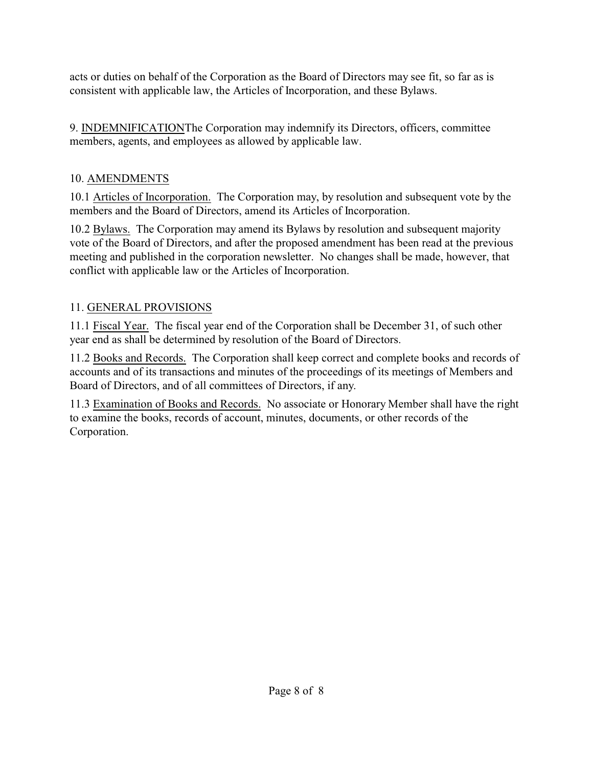acts or duties on behalf of the Corporation as the Board of Directors may see fit, so far as is consistent with applicable law, the Articles of Incorporation, and these Bylaws.

9. INDEMNIFICATIONThe Corporation may indemnify its Directors, officers, committee members, agents, and employees as allowed by applicable law.

## 10. AMENDMENTS

10.1 Articles of Incorporation. The Corporation may, by resolution and subsequent vote by the members and the Board of Directors, amend its Articles of Incorporation.

10.2 Bylaws. The Corporation may amend its Bylaws by resolution and subsequent majority vote of the Board of Directors, and after the proposed amendment has been read at the previous meeting and published in the corporation newsletter. No changes shall be made, however, that conflict with applicable law or the Articles of Incorporation.

## 11. GENERAL PROVISIONS

11.1 Fiscal Year. The fiscal year end of the Corporation shall be December 31, of such other year end as shall be determined by resolution of the Board of Directors.

11.2 Books and Records. The Corporation shall keep correct and complete books and records of accounts and of its transactions and minutes of the proceedings of its meetings of Members and Board of Directors, and of all committees of Directors, if any.

11.3 Examination of Books and Records. No associate or Honorary Member shall have the right to examine the books, records of account, minutes, documents, or other records of the Corporation.